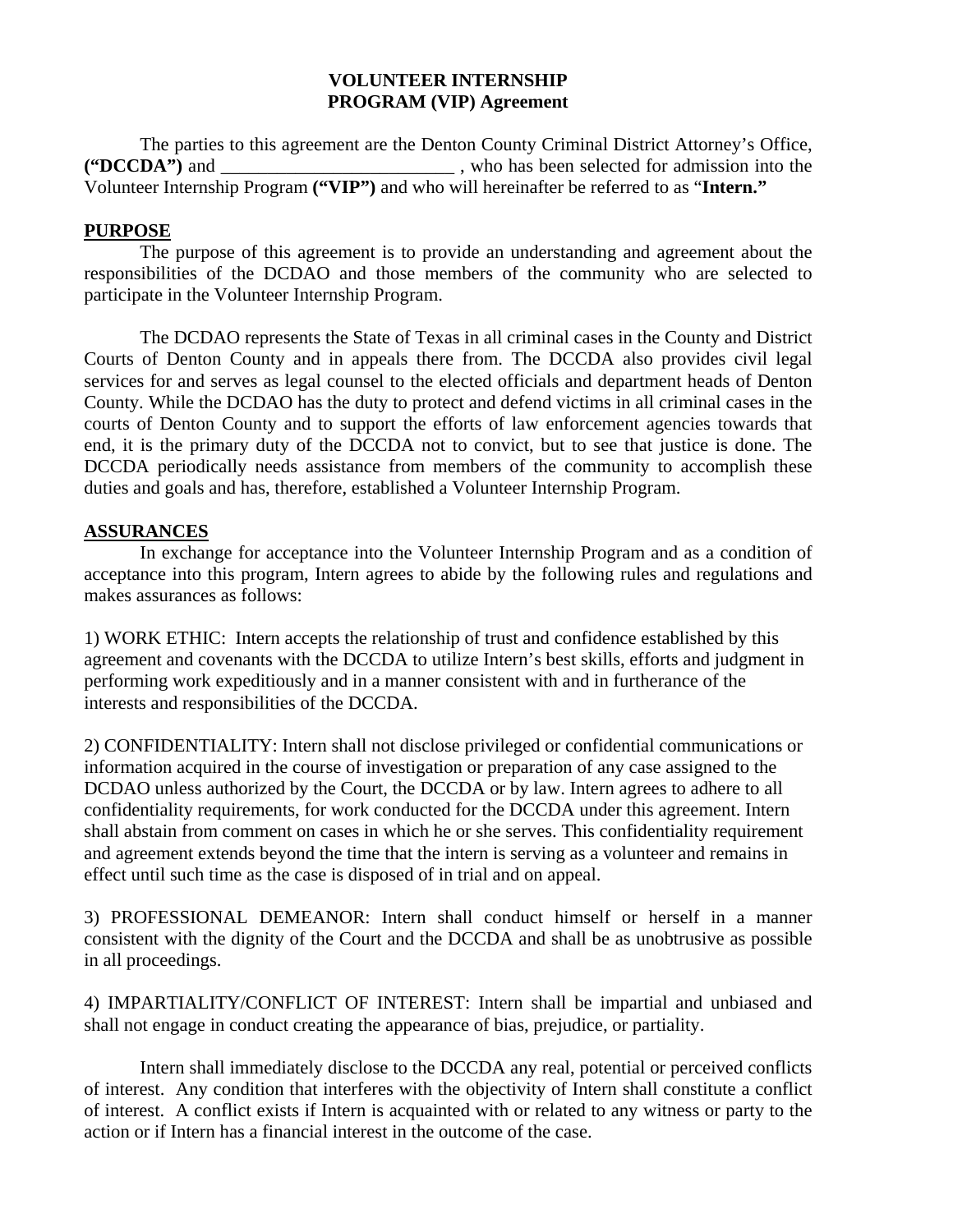**VOLUNTEER INTERNSHIP PROGRAM (VIP) Agreement**

The parties to this agreement are the Denton County Criminal District Attorney's Office, **("DCCDA")** and _________________________ , who has been selected for admission into the Volunteer Internship Program **("VIP")** and who will hereinafter be referred to as "**Intern."**

**PURPOSE**

The purpose of this agreement is to provide an understanding and agreement about the responsibilities of the DCDAO and those members of the community who are selected to participate in the Volunteer Internship Program.

The DCDAO represents the State of Texas in all criminal cases in the County and District Courts of Denton County and in appeals there from. The DCCDA also provides civil legal services for and serves as legal counsel to the elected officials and department heads of Denton County. While the DCDAO has the duty to protect and defend victims in all criminal cases in the courts of Denton County and to support the efforts of law enforcement agencies towards that end, it is the primary duty of the DCCDA not to convict, but to see that justice is done. The DCCDA periodically needs assistance from members of the community to accomplish these duties and goals and has, therefore, established a Volunteer Internship Program.

**ASSURANCES**

In exchange for acceptance into the Volunteer Internship Program and as a condition of acceptance into this program, Intern agrees to abide by the following rules and regulations and makes assurances as follows:

1) WORK ETHIC: Intern accepts the relationship of trust and confidence established by this agreement and covenants with the DCCDA to utilize Intern's best skills, efforts and judgment in performing work expeditiously and in a manner consistent with and in furtherance of the interests and responsibilities of the DCCDA.

2) CONFIDENTIALITY: Intern shall not disclose privileged or confidential communications or information acquired in the course of investigation or preparation of any case assigned to the DCDAO unless authorized by the Court, the DCCDA or by law. Intern agrees to adhere to all confidentiality requirements, for work conducted for the DCCDA under this agreement. Intern shall abstain from comment on cases in which he or she serves. This confidentiality requirement and agreement extends beyond the time that the intern is serving as a volunteer and remains in effect until such time as the case is disposed of in trial and on appeal.

3) PROFESSIONAL DEMEANOR: Intern shall conduct himself or herself in a manner consistent with the dignity of the Court and the DCCDA and shall be as unobtrusive as possible in all proceedings.

4) IMPARTIALITY/CONFLICT OF INTEREST: Intern shall be impartial and unbiased and shall not engage in conduct creating the appearance of bias, prejudice, or partiality.

Intern shall immediately disclose to the DCCDA any real, potential or perceived conflicts of interest. Any condition that interferes with the objectivity of Intern shall constitute a conflict of interest. A conflict exists if Intern is acquainted with or related to any witness or party to the action or if Intern has a financial interest in the outcome of the case.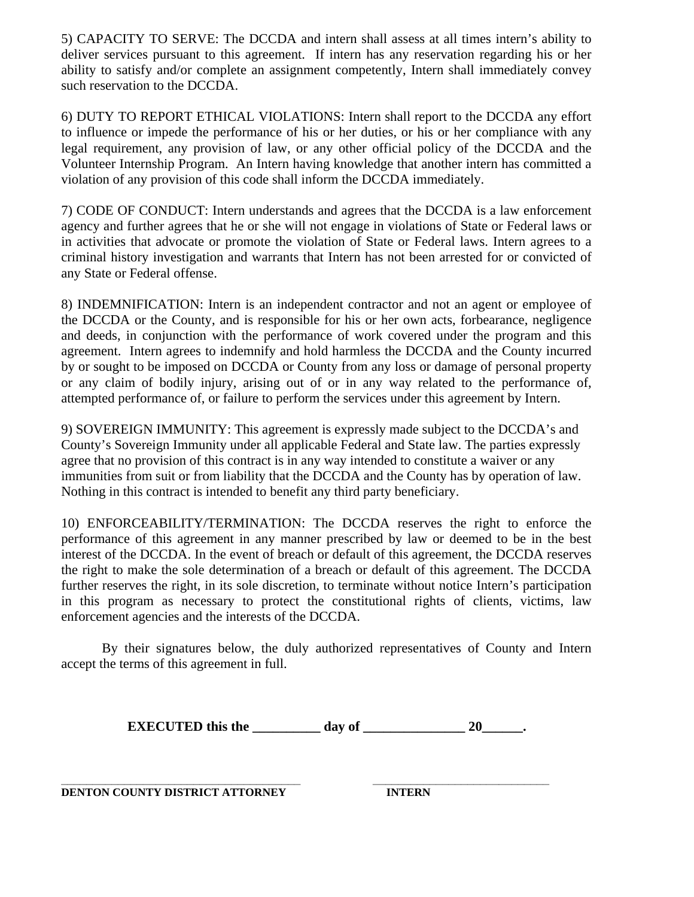5) CAPACITY TO SERVE: The DCCDA and intern shall assess at all times intern's ability to deliver services pursuant to this agreement. If intern has any reservation regarding his or her ability to satisfy and/or complete an assignment competently, Intern shall immediately convey such reservation to the DCCDA.

6) DUTY TO REPORT ETHICAL VIOLATIONS: Intern shall report to the DCCDA any effort to influence or impede the performance of his or her duties, or his or her compliance with any legal requirement, any provision of law, or any other official policy of the DCCDA and the Volunteer Internship Program. An Intern having knowledge that another intern has committed a violation of any provision of this code shall inform the DCCDA immediately.

7) CODE OF CONDUCT: Intern understands and agrees that the DCCDA is a law enforcement agency and further agrees that he or she will not engage in violations of State or Federal laws or in activities that advocate or promote the violation of State or Federal laws. Intern agrees to a criminal history investigation and warrants that Intern has not been arrested for or convicted of any State or Federal offense.

8) INDEMNIFICATION: Intern is an independent contractor and not an agent or employee of the DCCDA or the County, and is responsible for his or her own acts, forbearance, negligence and deeds, in conjunction with the performance of work covered under the program and this agreement. Intern agrees to indemnify and hold harmless the DCCDA and the County incurred by or sought to be imposed on DCCDA or County from any loss or damage of personal property or any claim of bodily injury, arising out of or in any way related to the performance of, attempted performance of, or failure to perform the services under this agreement by Intern.

9) SOVEREIGN IMMUNITY: This agreement is expressly made subject to the DCCDA's and County's Sovereign Immunity under all applicable Federal and State law. The parties expressly agree that no provision of this contract is in any way intended to constitute a waiver or any immunities from suit or from liability that the DCCDA and the County has by operation of law. Nothing in this contract is intended to benefit any third party beneficiary.

10) ENFORCEABILITY/TERMINATION: The DCCDA reserves the right to enforce the performance of this agreement in any manner prescribed by law or deemed to be in the best interest of the DCCDA. In the event of breach or default of this agreement, the DCCDA reserves the right to make the sole determination of a breach or default of this agreement. The DCCDA further reserves the right, in its sole discretion, to terminate without notice Intern's participation in this program as necessary to protect the constitutional rights of clients, victims, law enforcement agencies and the interests of the DCCDA.

By their signatures below, the duly authorized representatives of County and Intern accept the terms of this agreement in full.

**EXECUTED this the __________ day of _______________ 20______.**

________________________________________ ______________________________

**DENTON COUNTY DISTRICT ATTORNEY** **INTERN**